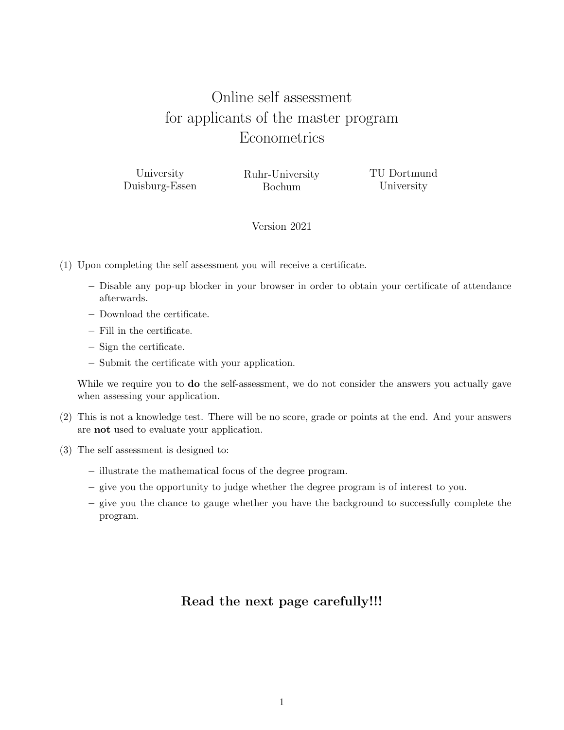# Online self assessment for applicants of the master program Econometrics

University Duisburg-Essen | Ruhr-University Bochum | TU Dortmund University

Version 2021

(1) Upon completing the self assessment you will receive a certificate.

   – Disable any pop-up blocker in your browser in order to obtain your certificate of attendance afterwards.
   – Download the certificate.
   – Fill in the certificate.
   – Sign the certificate.
   – Submit the certificate with your application.

   While we require you to **do** the self-assessment, we do not consider the answers you actually gave when assessing your application.

(2) This is not a knowledge test. There will be no score, grade or points at the end. And your answers are **not** used to evaluate your application.

(3) The self assessment is designed to:

   – illustrate the mathematical focus of the degree program.
   – give you the opportunity to judge whether the degree program is of interest to you.
   – give you the chance to gauge whether you have the background to successfully complete the program.

**Read the next page carefully!!!**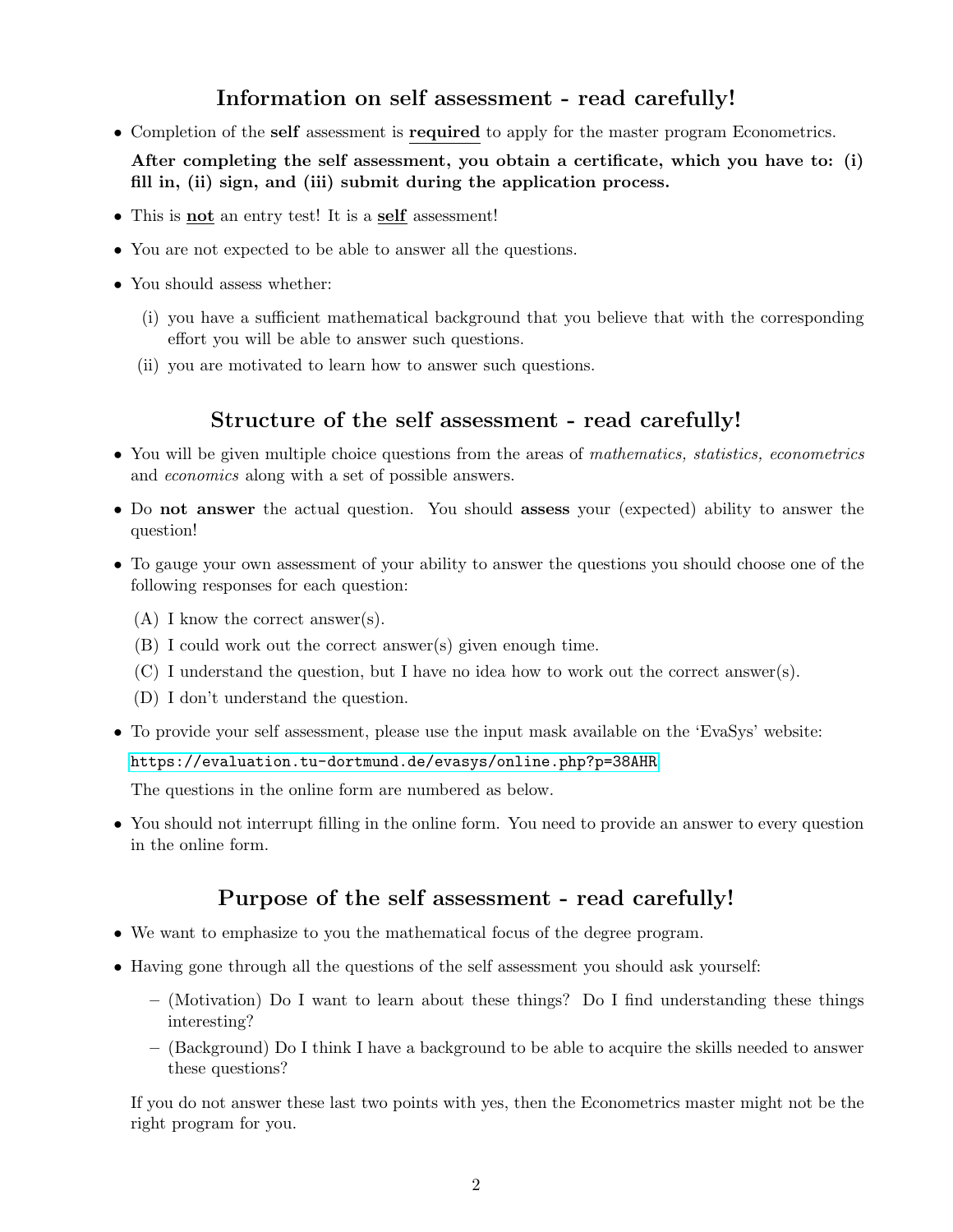## Information on self assessment - read carefully!

- Completion of the **self** assessment is **required** to apply for the master program Econometrics.

  **After completing the self assessment, you obtain a certificate, which you have to: (i) fill in, (ii) sign, and (iii) submit during the application process.**

- This is **not** an entry test! It is a **self** assessment!
- You are not expected to be able to answer all the questions.
- You should assess whether:
  - (i) you have a sufficient mathematical background that you believe that with the corresponding effort you will be able to answer such questions.
  - (ii) you are motivated to learn how to answer such questions.

## Structure of the self assessment - read carefully!

- You will be given multiple choice questions from the areas of *mathematics, statistics, econometrics* and *economics* along with a set of possible answers.
- Do **not answer** the actual question. You should **assess** your (expected) ability to answer the question!
- To gauge your own assessment of your ability to answer the questions you should choose one of the following responses for each question:
  - (A) I know the correct answer(s).
  - (B) I could work out the correct answer(s) given enough time.
  - (C) I understand the question, but I have no idea how to work out the correct answer(s).
  - (D) I don't understand the question.
- To provide your self assessment, please use the input mask available on the 'EvaSys' website:

  https://evaluation.tu-dortmund.de/evasys/online.php?p=38AHR

  The questions in the online form are numbered as below.

- You should not interrupt filling in the online form. You need to provide an answer to every question in the online form.

## Purpose of the self assessment - read carefully!

- We want to emphasize to you the mathematical focus of the degree program.
- Having gone through all the questions of the self assessment you should ask yourself:
  - (Motivation) Do I want to learn about these things? Do I find understanding these things interesting?
  - (Background) Do I think I have a background to be able to acquire the skills needed to answer these questions?

  If you do not answer these last two points with yes, then the Econometrics master might not be the right program for you.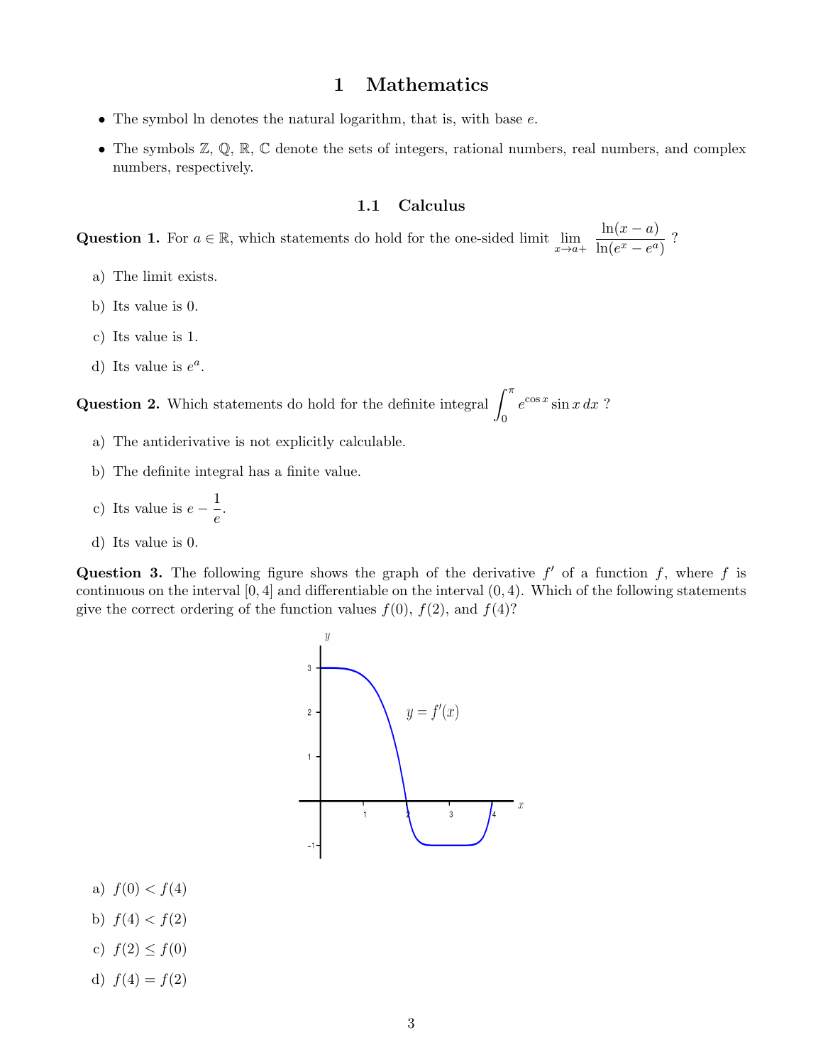# 1 Mathematics

- The symbol ln denotes the natural logarithm, that is, with base $e$.
- The symbols $\mathbb{Z}$, $\mathbb{Q}$, $\mathbb{R}$, $\mathbb{C}$ denote the sets of integers, rational numbers, real numbers, and complex numbers, respectively.

## 1.1 Calculus

**Question 1.** For $a \in \mathbb{R}$, which statements do hold for the one-sided limit $\lim_{x \to a+} \dfrac{\ln(x-a)}{\ln(e^x - e^a)}$ ?

a) The limit exists.

b) Its value is 0.

c) Its value is 1.

d) Its value is $e^a$.

**Question 2.** Which statements do hold for the definite integral $\int_0^{\pi} e^{\cos x} \sin x \, dx$ ?

a) The antiderivative is not explicitly calculable.

b) The definite integral has a finite value.

c) Its value is $e - \dfrac{1}{e}$.

d) Its value is 0.

**Question 3.** The following figure shows the graph of the derivative $f'$ of a function $f$, where $f$ is continuous on the interval $[0, 4]$ and differentiable on the interval $(0, 4)$. Which of the following statements give the correct ordering of the function values $f(0)$, $f(2)$, and $f(4)$?

a) $f(0) < f(4)$

b) $f(4) < f(2)$

c) $f(2) \leq f(0)$

d) $f(4) = f(2)$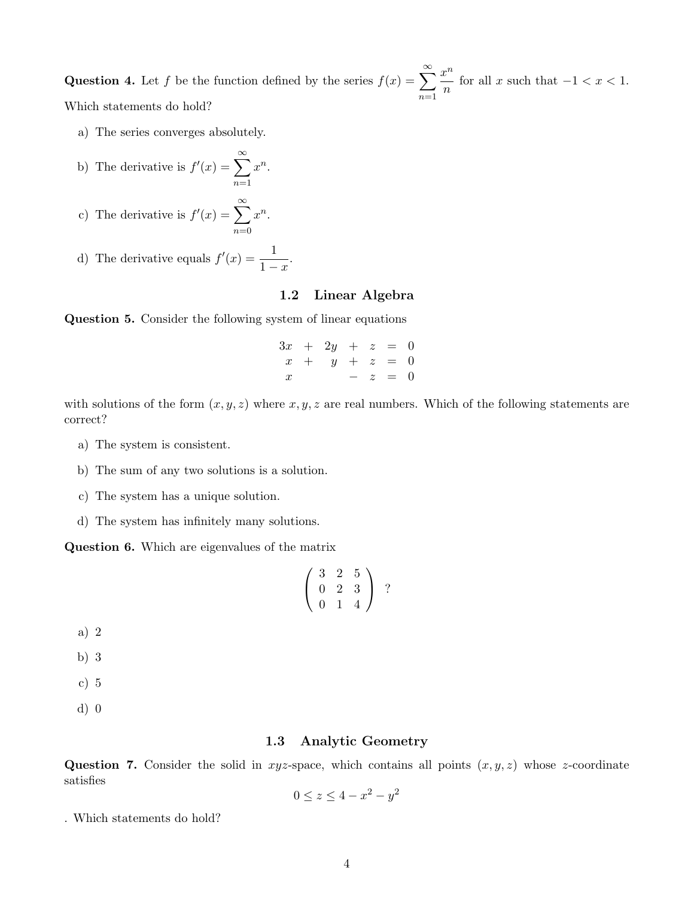**Question 4.** Let $f$ be the function defined by the series $f(x) = \sum_{n=1}^{\infty} \frac{x^n}{n}$ for all $x$ such that $-1 < x < 1$. Which statements do hold?

a) The series converges absolutely.

b) The derivative is $f'(x) = \sum_{n=1}^{\infty} x^n$.

c) The derivative is $f'(x) = \sum_{n=0}^{\infty} x^n$.

d) The derivative equals $f'(x) = \frac{1}{1-x}$.

## 1.2 Linear Algebra

**Question 5.** Consider the following system of linear equations

$$\begin{array}{rcrcrcl} 3x & + & 2y & + & z & = & 0 \\ x & + & y & + & z & = & 0 \\ x & & & - & z & = & 0 \end{array}$$

with solutions of the form $(x, y, z)$ where $x, y, z$ are real numbers. Which of the following statements are correct?

a) The system is consistent.

b) The sum of any two solutions is a solution.

c) The system has a unique solution.

d) The system has infinitely many solutions.

**Question 6.** Which are eigenvalues of the matrix

$$\begin{pmatrix} 3 & 2 & 5 \\ 0 & 2 & 3 \\ 0 & 1 & 4 \end{pmatrix} \quad ?$$

a) 2

b) 3

c) 5

d) 0

## 1.3 Analytic Geometry

**Question 7.** Consider the solid in $xyz$-space, which contains all points $(x, y, z)$ whose $z$-coordinate satisfies

$$0 \leq z \leq 4 - x^2 - y^2$$

. Which statements do hold?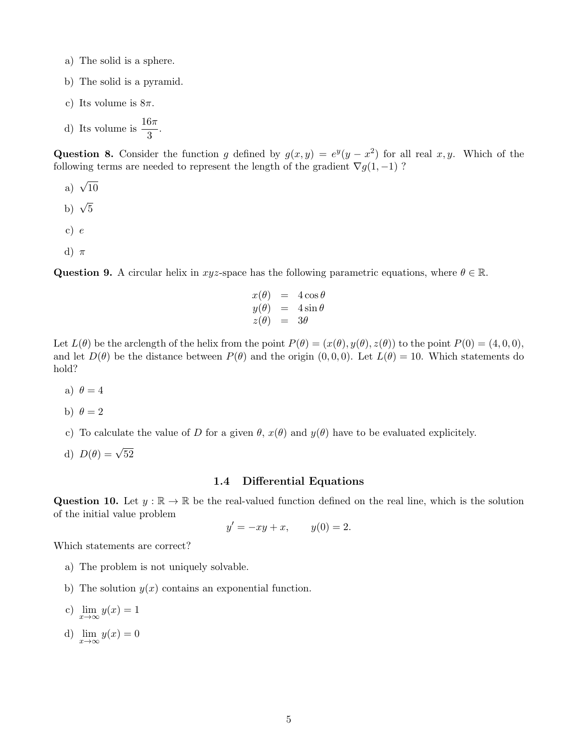a) The solid is a sphere.

b) The solid is a pyramid.

c) Its volume is $8\pi$.

d) Its volume is $\frac{16\pi}{3}$.

**Question 8.** Consider the function $g$ defined by $g(x, y) = e^y(y - x^2)$ for all real $x, y$. Which of the following terms are needed to represent the length of the gradient $\nabla g(1, -1)$ ?

a) $\sqrt{10}$

b) $\sqrt{5}$

c) $e$

d) $\pi$

**Question 9.** A circular helix in $xyz$-space has the following parametric equations, where $\theta \in \mathbb{R}$.

$$
\begin{aligned}
x(\theta) &= 4\cos\theta \\
y(\theta) &= 4\sin\theta \\
z(\theta) &= 3\theta
\end{aligned}
$$

Let $L(\theta)$ be the arclength of the helix from the point $P(\theta) = (x(\theta), y(\theta), z(\theta))$ to the point $P(0) = (4, 0, 0)$, and let $D(\theta)$ be the distance between $P(\theta)$ and the origin $(0, 0, 0)$. Let $L(\theta) = 10$. Which statements do hold?

a) $\theta = 4$

b) $\theta = 2$

c) To calculate the value of $D$ for a given $\theta$, $x(\theta)$ and $y(\theta)$ have to be evaluated explicitely.

d) $D(\theta) = \sqrt{52}$

### 1.4 Differential Equations

**Question 10.** Let $y : \mathbb{R} \to \mathbb{R}$ be the real-valued function defined on the real line, which is the solution of the initial value problem

$$
y' = -xy + x, \qquad y(0) = 2.
$$

Which statements are correct?

a) The problem is not uniquely solvable.

b) The solution $y(x)$ contains an exponential function.

c) $\lim_{x\to\infty} y(x) = 1$

d) $\lim_{x\to\infty} y(x) = 0$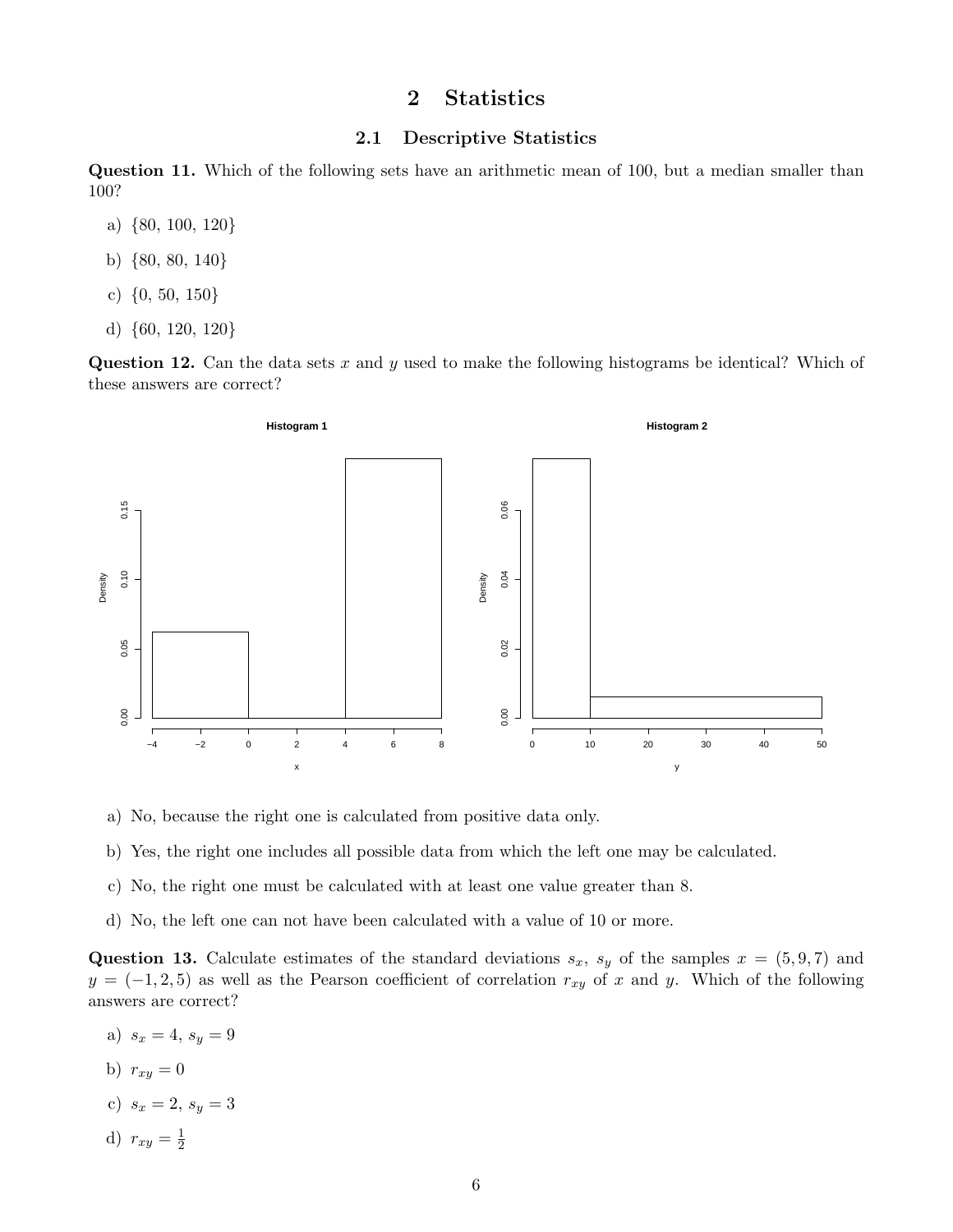# 2 Statistics

## 2.1 Descriptive Statistics

**Question 11.** Which of the following sets have an arithmetic mean of 100, but a median smaller than 100?

a) {80, 100, 120}

b) {80, 80, 140}

c) {0, 50, 150}

d) {60, 120, 120}

**Question 12.** Can the data sets $x$ and $y$ used to make the following histograms be identical? Which of these answers are correct?

a) No, because the right one is calculated from positive data only.

b) Yes, the right one includes all possible data from which the left one may be calculated.

c) No, the right one must be calculated with at least one value greater than 8.

d) No, the left one can not have been calculated with a value of 10 or more.

**Question 13.** Calculate estimates of the standard deviations $s_x$, $s_y$ of the samples $x = (5, 9, 7)$ and $y = (-1, 2, 5)$ as well as the Pearson coefficient of correlation $r_{xy}$ of $x$ and $y$. Which of the following answers are correct?

a) $s_x = 4$, $s_y = 9$

b) $r_{xy} = 0$

c) $s_x = 2$, $s_y = 3$

d) $r_{xy} = \frac{1}{2}$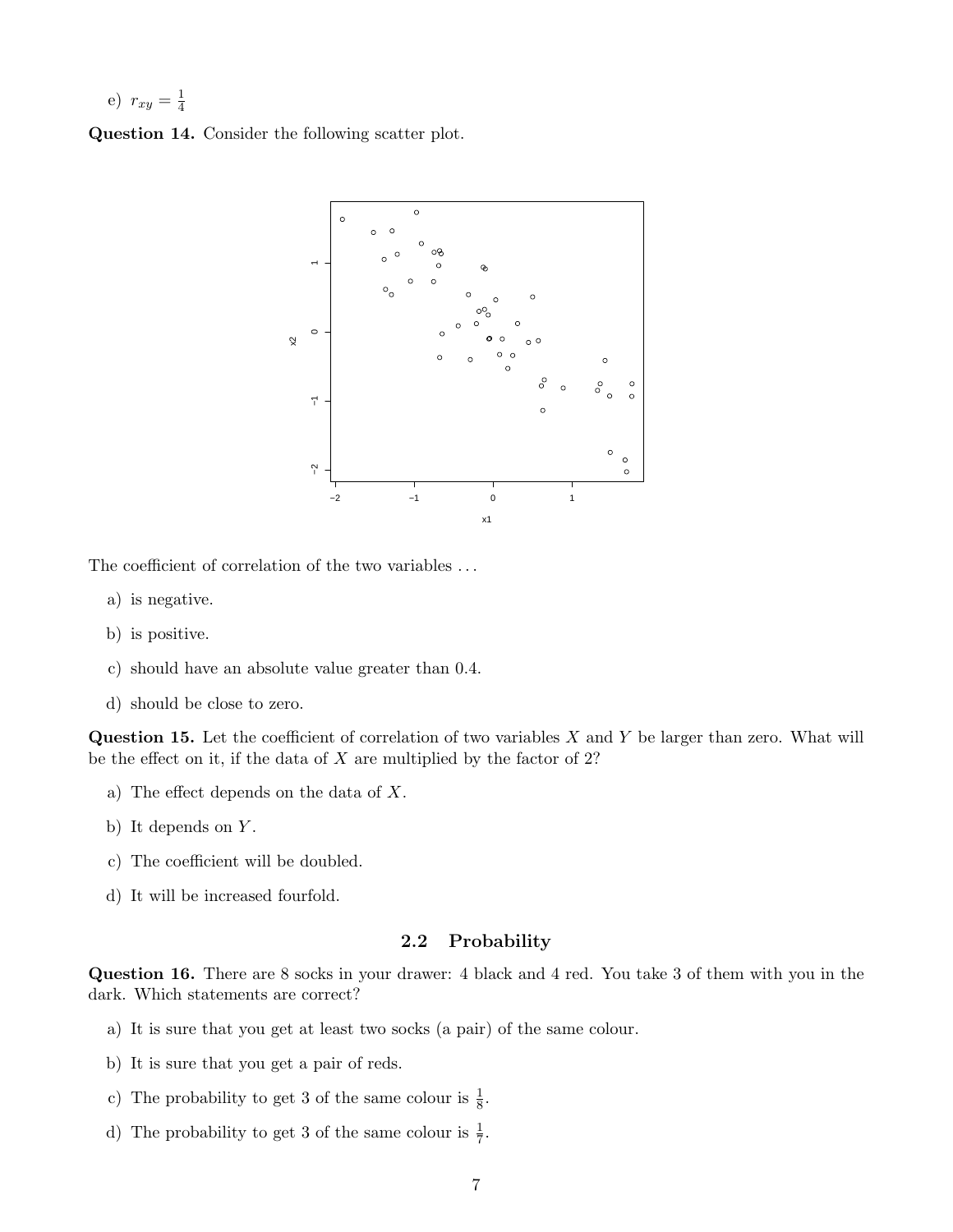e) $r_{xy} = \frac{1}{4}$

**Question 14.** Consider the following scatter plot.

The coefficient of correlation of the two variables ...

a) is negative.

b) is positive.

c) should have an absolute value greater than 0.4.

d) should be close to zero.

**Question 15.** Let the coefficient of correlation of two variables $X$ and $Y$ be larger than zero. What will be the effect on it, if the data of $X$ are multiplied by the factor of 2?

a) The effect depends on the data of $X$.

b) It depends on $Y$.

c) The coefficient will be doubled.

d) It will be increased fourfold.

### 2.2 Probability

**Question 16.** There are 8 socks in your drawer: 4 black and 4 red. You take 3 of them with you in the dark. Which statements are correct?

a) It is sure that you get at least two socks (a pair) of the same colour.

b) It is sure that you get a pair of reds.

c) The probability to get 3 of the same colour is $\frac{1}{8}$.

d) The probability to get 3 of the same colour is $\frac{1}{7}$.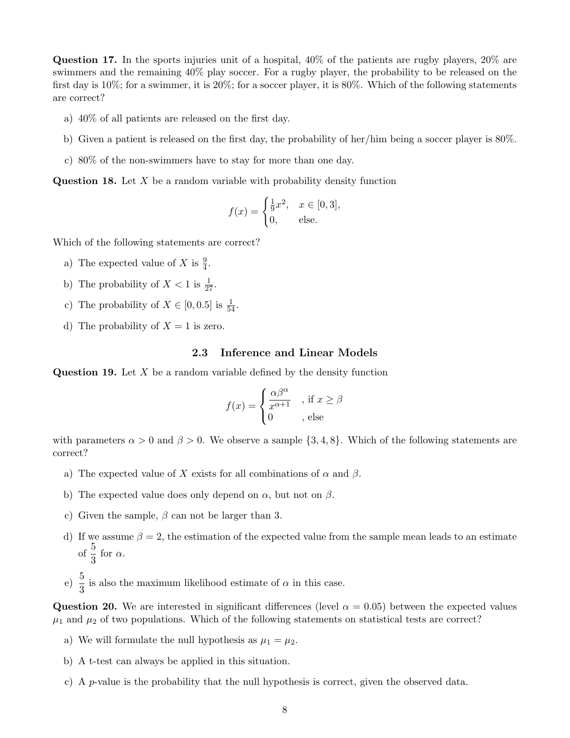**Question 17.** In the sports injuries unit of a hospital, 40% of the patients are rugby players, 20% are swimmers and the remaining 40% play soccer. For a rugby player, the probability to be released on the first day is 10%; for a swimmer, it is 20%; for a soccer player, it is 80%. Which of the following statements are correct?

a) 40% of all patients are released on the first day.

b) Given a patient is released on the first day, the probability of her/him being a soccer player is 80%.

c) 80% of the non-swimmers have to stay for more than one day.

**Question 18.** Let $X$ be a random variable with probability density function

$$f(x) = \begin{cases} \frac{1}{9}x^2, & x \in [0,3], \\ 0, & \text{else.} \end{cases}$$

Which of the following statements are correct?

a) The expected value of $X$ is $\frac{9}{4}$.

b) The probability of $X < 1$ is $\frac{1}{27}$.

c) The probability of $X \in [0, 0.5]$ is $\frac{1}{54}$.

d) The probability of $X = 1$ is zero.

### 2.3 Inference and Linear Models

**Question 19.** Let $X$ be a random variable defined by the density function

$$f(x) = \begin{cases} \dfrac{\alpha\beta^\alpha}{x^{\alpha+1}} & \text{, if } x \geq \beta \\ 0 & \text{, else} \end{cases}$$

with parameters $\alpha > 0$ and $\beta > 0$. We observe a sample $\{3, 4, 8\}$. Which of the following statements are correct?

a) The expected value of $X$ exists for all combinations of $\alpha$ and $\beta$.

b) The expected value does only depend on $\alpha$, but not on $\beta$.

c) Given the sample, $\beta$ can not be larger than 3.

d) If we assume $\beta = 2$, the estimation of the expected value from the sample mean leads to an estimate of $\dfrac{5}{3}$ for $\alpha$.

e) $\dfrac{5}{3}$ is also the maximum likelihood estimate of $\alpha$ in this case.

**Question 20.** We are interested in significant differences (level $\alpha = 0.05$) between the expected values $\mu_1$ and $\mu_2$ of two populations. Which of the following statements on statistical tests are correct?

a) We will formulate the null hypothesis as $\mu_1 = \mu_2$.

b) A t-test can always be applied in this situation.

c) A $p$-value is the probability that the null hypothesis is correct, given the observed data.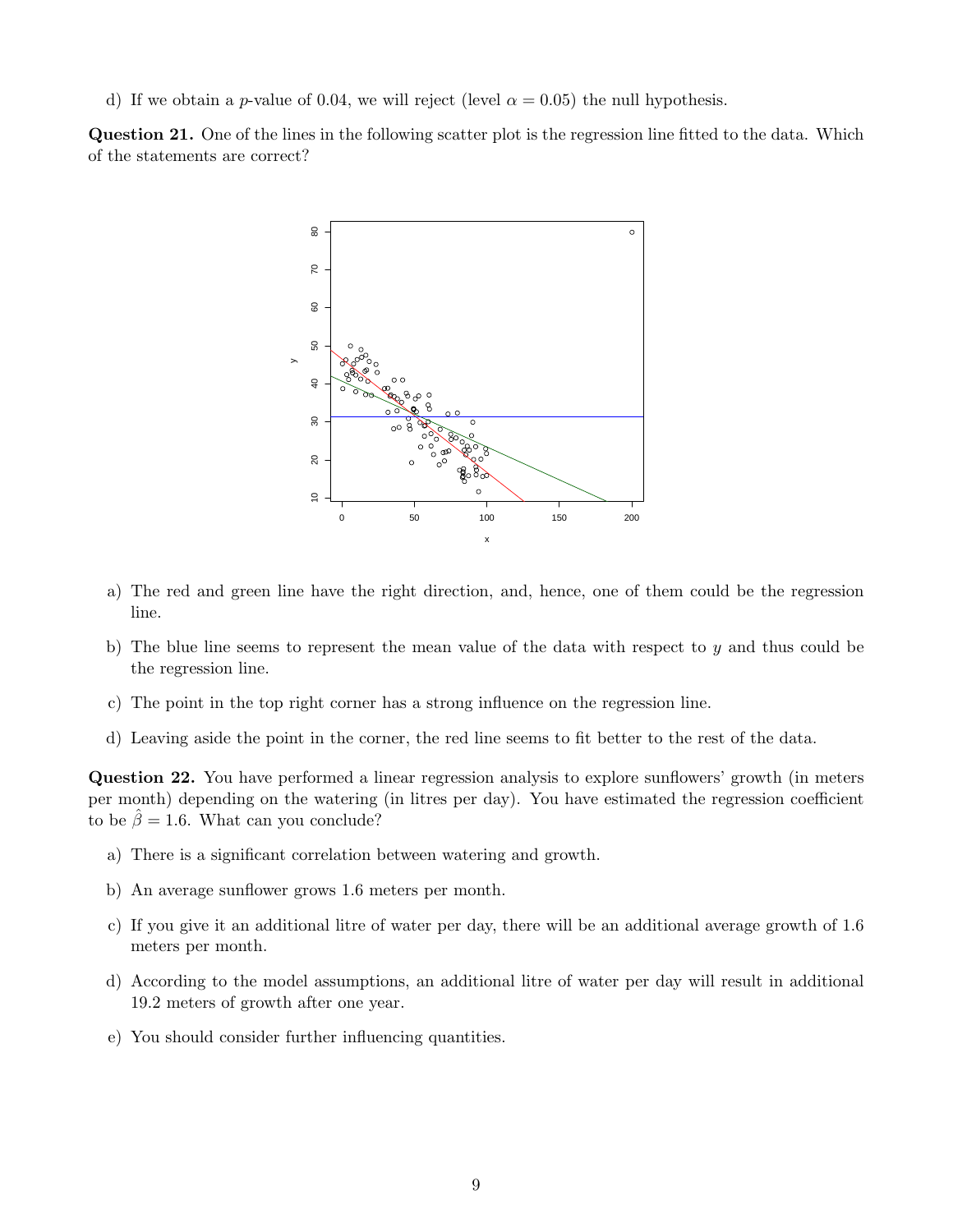d) If we obtain a $p$-value of 0.04, we will reject (level $\alpha = 0.05$) the null hypothesis.

**Question 21.** One of the lines in the following scatter plot is the regression line fitted to the data. Which of the statements are correct?

a) The red and green line have the right direction, and, hence, one of them could be the regression line.

b) The blue line seems to represent the mean value of the data with respect to $y$ and thus could be the regression line.

c) The point in the top right corner has a strong influence on the regression line.

d) Leaving aside the point in the corner, the red line seems to fit better to the rest of the data.

**Question 22.** You have performed a linear regression analysis to explore sunflowers' growth (in meters per month) depending on the watering (in litres per day). You have estimated the regression coefficient to be $\hat{\beta} = 1.6$. What can you conclude?

a) There is a significant correlation between watering and growth.

b) An average sunflower grows 1.6 meters per month.

c) If you give it an additional litre of water per day, there will be an additional average growth of 1.6 meters per month.

d) According to the model assumptions, an additional litre of water per day will result in additional 19.2 meters of growth after one year.

e) You should consider further influencing quantities.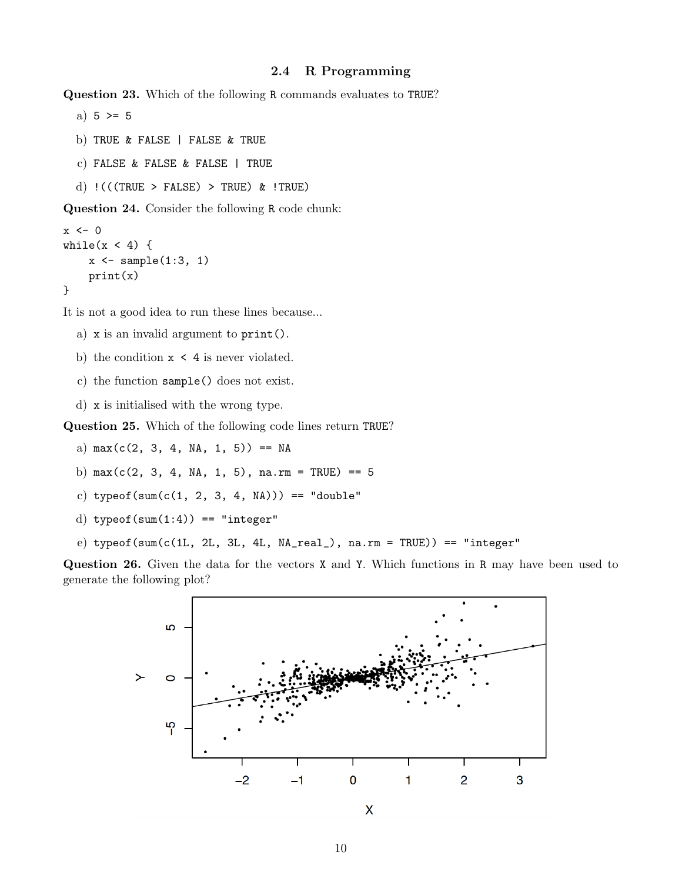### 2.4 R Programming

**Question 23.** Which of the following `R` commands evaluates to `TRUE`?

a) `5 >= 5`

b) `TRUE & FALSE | FALSE & TRUE`

c) `FALSE & FALSE & FALSE | TRUE`

d) `!(((TRUE > FALSE) > TRUE) & !TRUE)`

**Question 24.** Consider the following `R` code chunk:

```
x <- 0
while(x < 4) {
    x <- sample(1:3, 1)
    print(x)
}
```

It is not a good idea to run these lines because...

a) `x` is an invalid argument to `print()`.

b) the condition `x < 4` is never violated.

c) the function `sample()` does not exist.

d) `x` is initialised with the wrong type.

**Question 25.** Which of the following code lines return `TRUE`?

a) `max(c(2, 3, 4, NA, 1, 5)) == NA`

b) `max(c(2, 3, 4, NA, 1, 5), na.rm = TRUE) == 5`

c) `typeof(sum(c(1, 2, 3, 4, NA))) == "double"`

d) `typeof(sum(1:4)) == "integer"`

e) `typeof(sum(c(1L, 2L, 3L, 4L, NA_real_), na.rm = TRUE)) == "integer"`

**Question 26.** Given the data for the vectors `X` and `Y`. Which functions in `R` may have been used to generate the following plot?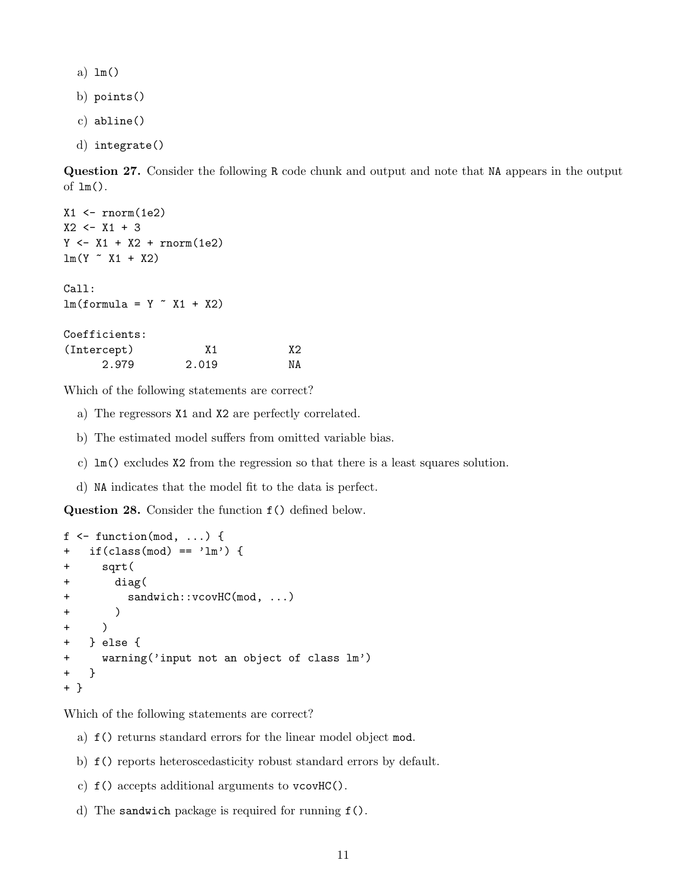a) `lm()`

b) `points()`

c) `abline()`

d) `integrate()`

**Question 27.** Consider the following R code chunk and output and note that NA appears in the output of `lm()`.

```
X1 <- rnorm(1e2)
X2 <- X1 + 3
Y <- X1 + X2 + rnorm(1e2)
lm(Y ~ X1 + X2)

Call:
lm(formula = Y ~ X1 + X2)

Coefficients:
(Intercept)           X1           X2
      2.979        2.019           NA
```

Which of the following statements are correct?

a) The regressors X1 and X2 are perfectly correlated.

b) The estimated model suffers from omitted variable bias.

c) `lm()` excludes X2 from the regression so that there is a least squares solution.

d) NA indicates that the model fit to the data is perfect.

**Question 28.** Consider the function `f()` defined below.

```
f <- function(mod, ...) {
+   if(class(mod) == 'lm') {
+     sqrt(
+       diag(
+         sandwich::vcovHC(mod, ...)
+       )
+     )
+   } else {
+     warning('input not an object of class lm')
+   }
+ }
```

Which of the following statements are correct?

a) `f()` returns standard errors for the linear model object `mod`.

b) `f()` reports heteroscedasticity robust standard errors by default.

c) `f()` accepts additional arguments to `vcovHC()`.

d) The `sandwich` package is required for running `f()`.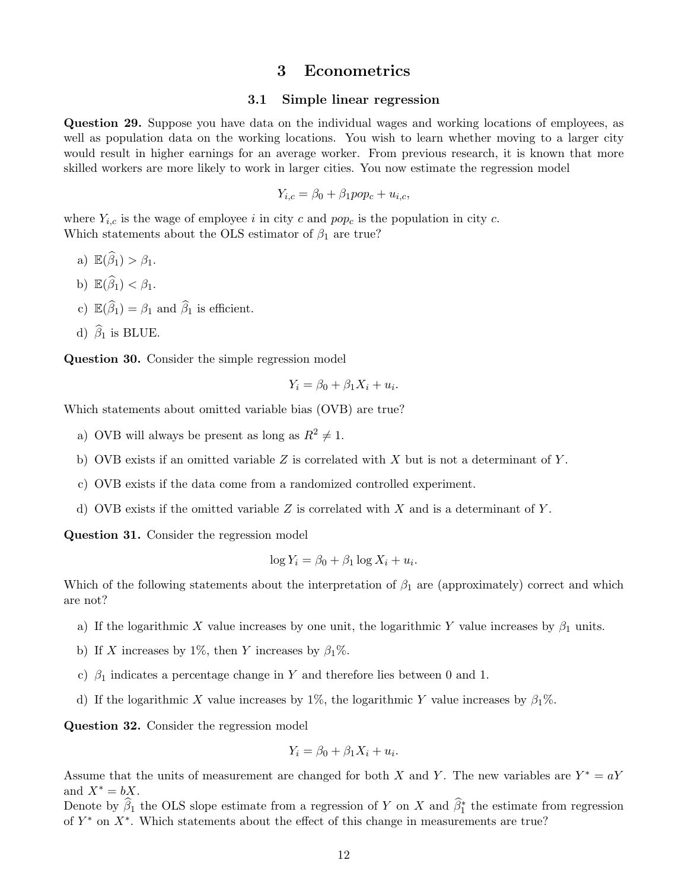# 3 Econometrics

## 3.1 Simple linear regression

**Question 29.** Suppose you have data on the individual wages and working locations of employees, as well as population data on the working locations. You wish to learn whether moving to a larger city would result in higher earnings for an average worker. From previous research, it is known that more skilled workers are more likely to work in larger cities. You now estimate the regression model

$$Y_{i,c} = \beta_0 + \beta_1 pop_c + u_{i,c},$$

where $Y_{i,c}$ is the wage of employee $i$ in city $c$ and $pop_c$ is the population in city $c$.
Which statements about the OLS estimator of $\beta_1$ are true?

a) $\mathbb{E}(\widehat{\beta}_1) > \beta_1$.

b) $\mathbb{E}(\widehat{\beta}_1) < \beta_1$.

c) $\mathbb{E}(\widehat{\beta}_1) = \beta_1$ and $\widehat{\beta}_1$ is efficient.

d) $\widehat{\beta}_1$ is BLUE.

**Question 30.** Consider the simple regression model

$$Y_i = \beta_0 + \beta_1 X_i + u_i.$$

Which statements about omitted variable bias (OVB) are true?

a) OVB will always be present as long as $R^2 \neq 1$.

b) OVB exists if an omitted variable $Z$ is correlated with $X$ but is not a determinant of $Y$.

c) OVB exists if the data come from a randomized controlled experiment.

d) OVB exists if the omitted variable $Z$ is correlated with $X$ and is a determinant of $Y$.

**Question 31.** Consider the regression model

$$\log Y_i = \beta_0 + \beta_1 \log X_i + u_i.$$

Which of the following statements about the interpretation of $\beta_1$ are (approximately) correct and which are not?

a) If the logarithmic $X$ value increases by one unit, the logarithmic $Y$ value increases by $\beta_1$ units.

b) If $X$ increases by 1%, then $Y$ increases by $\beta_1$%.

c) $\beta_1$ indicates a percentage change in $Y$ and therefore lies between 0 and 1.

d) If the logarithmic $X$ value increases by 1%, the logarithmic $Y$ value increases by $\beta_1$%.

**Question 32.** Consider the regression model

$$Y_i = \beta_0 + \beta_1 X_i + u_i.$$

Assume that the units of measurement are changed for both $X$ and $Y$. The new variables are $Y^* = aY$ and $X^* = bX$.
Denote by $\widehat{\beta}_1$ the OLS slope estimate from a regression of $Y$ on $X$ and $\widehat{\beta}_1^*$ the estimate from regression of $Y^*$ on $X^*$. Which statements about the effect of this change in measurements are true?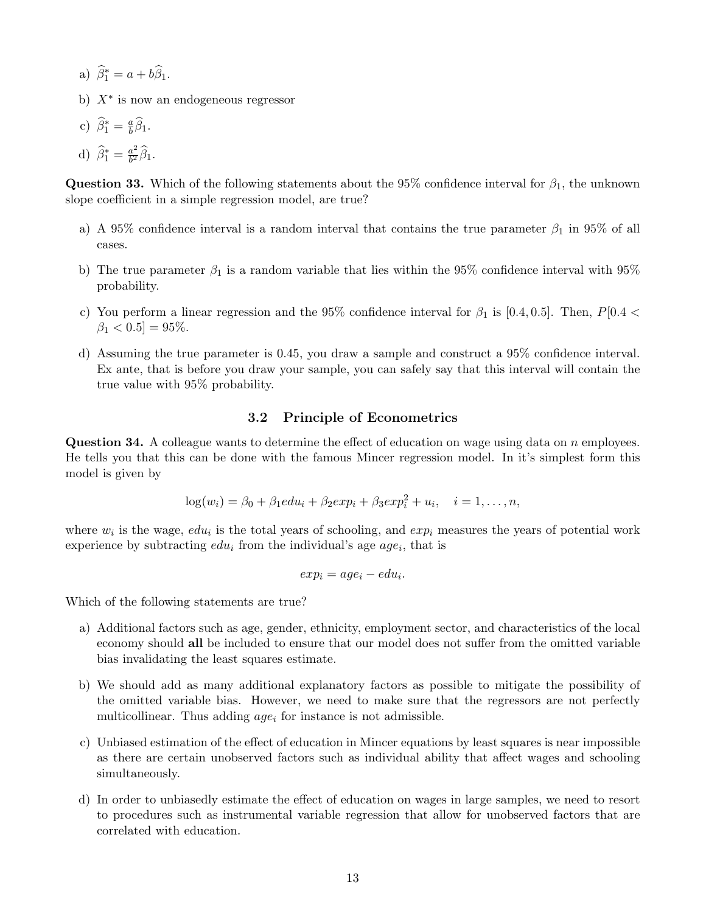a) $\widehat{\beta}_1^* = a + b\widehat{\beta}_1$.

b) $X^*$ is now an endogeneous regressor

c) $\widehat{\beta}_1^* = \frac{a}{b}\widehat{\beta}_1$.

d) $\widehat{\beta}_1^* = \frac{a^2}{b^2}\widehat{\beta}_1$.

**Question 33.** Which of the following statements about the 95% confidence interval for $\beta_1$, the unknown slope coefficient in a simple regression model, are true?

a) A 95% confidence interval is a random interval that contains the true parameter $\beta_1$ in 95% of all cases.

b) The true parameter $\beta_1$ is a random variable that lies within the 95% confidence interval with 95% probability.

c) You perform a linear regression and the 95% confidence interval for $\beta_1$ is $[0.4, 0.5]$. Then, $P[0.4 < \beta_1 < 0.5] = 95\%$.

d) Assuming the true parameter is 0.45, you draw a sample and construct a 95% confidence interval. Ex ante, that is before you draw your sample, you can safely say that this interval will contain the true value with 95% probability.

### 3.2 Principle of Econometrics

**Question 34.** A colleague wants to determine the effect of education on wage using data on $n$ employees. He tells you that this can be done with the famous Mincer regression model. In it's simplest form this model is given by

$$\log(w_i) = \beta_0 + \beta_1 edu_i + \beta_2 exp_i + \beta_3 exp_i^2 + u_i, \quad i = 1, \ldots, n,$$

where $w_i$ is the wage, $edu_i$ is the total years of schooling, and $exp_i$ measures the years of potential work experience by subtracting $edu_i$ from the individual's age $age_i$, that is

$$exp_i = age_i - edu_i.$$

Which of the following statements are true?

a) Additional factors such as age, gender, ethnicity, employment sector, and characteristics of the local economy should **all** be included to ensure that our model does not suffer from the omitted variable bias invalidating the least squares estimate.

b) We should add as many additional explanatory factors as possible to mitigate the possibility of the omitted variable bias. However, we need to make sure that the regressors are not perfectly multicollinear. Thus adding $age_i$ for instance is not admissible.

c) Unbiased estimation of the effect of education in Mincer equations by least squares is near impossible as there are certain unobserved factors such as individual ability that affect wages and schooling simultaneously.

d) In order to unbiasedly estimate the effect of education on wages in large samples, we need to resort to procedures such as instrumental variable regression that allow for unobserved factors that are correlated with education.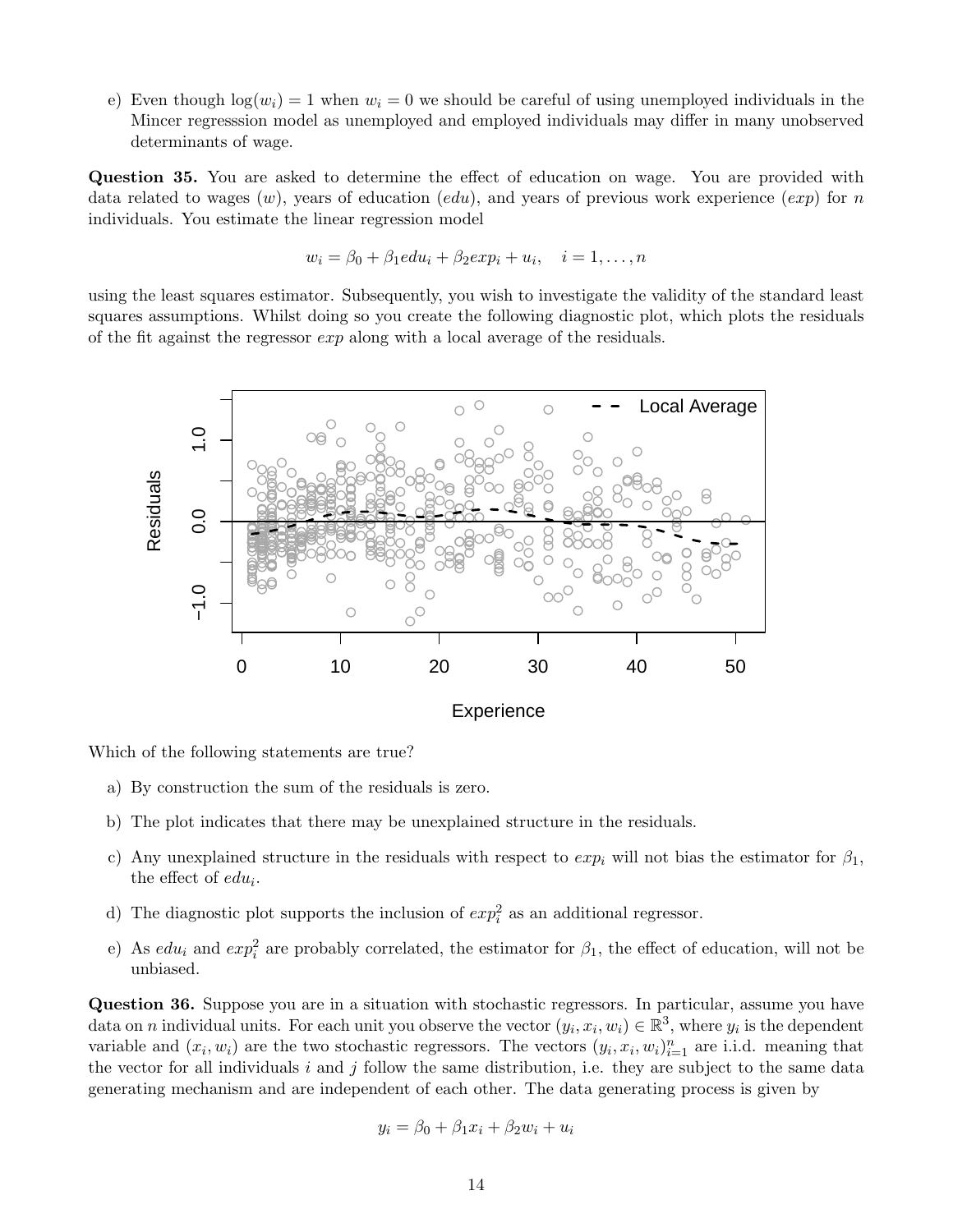e) Even though $\log(w_i) = 1$ when $w_i = 0$ we should be careful of using unemployed individuals in the Mincer regresssion model as unemployed and employed individuals may differ in many unobserved determinants of wage.

**Question 35.** You are asked to determine the effect of education on wage. You are provided with data related to wages ($w$), years of education ($edu$), and years of previous work experience ($exp$) for $n$ individuals. You estimate the linear regression model

$$w_i = \beta_0 + \beta_1 edu_i + \beta_2 exp_i + u_i, \quad i = 1, \ldots, n$$

using the least squares estimator. Subsequently, you wish to investigate the validity of the standard least squares assumptions. Whilst doing so you create the following diagnostic plot, which plots the residuals of the fit against the regressor $exp$ along with a local average of the residuals.

Which of the following statements are true?

a) By construction the sum of the residuals is zero.

b) The plot indicates that there may be unexplained structure in the residuals.

c) Any unexplained structure in the residuals with respect to $exp_i$ will not bias the estimator for $\beta_1$, the effect of $edu_i$.

d) The diagnostic plot supports the inclusion of $exp_i^2$ as an additional regressor.

e) As $edu_i$ and $exp_i^2$ are probably correlated, the estimator for $\beta_1$, the effect of education, will not be unbiased.

**Question 36.** Suppose you are in a situation with stochastic regressors. In particular, assume you have data on $n$ individual units. For each unit you observe the vector $(y_i, x_i, w_i) \in \mathbb{R}^3$, where $y_i$ is the dependent variable and $(x_i, w_i)$ are the two stochastic regressors. The vectors $(y_i, x_i, w_i)_{i=1}^n$ are i.i.d. meaning that the vector for all individuals $i$ and $j$ follow the same distribution, i.e. they are subject to the same data generating mechanism and are independent of each other. The data generating process is given by

$$y_i = \beta_0 + \beta_1 x_i + \beta_2 w_i + u_i$$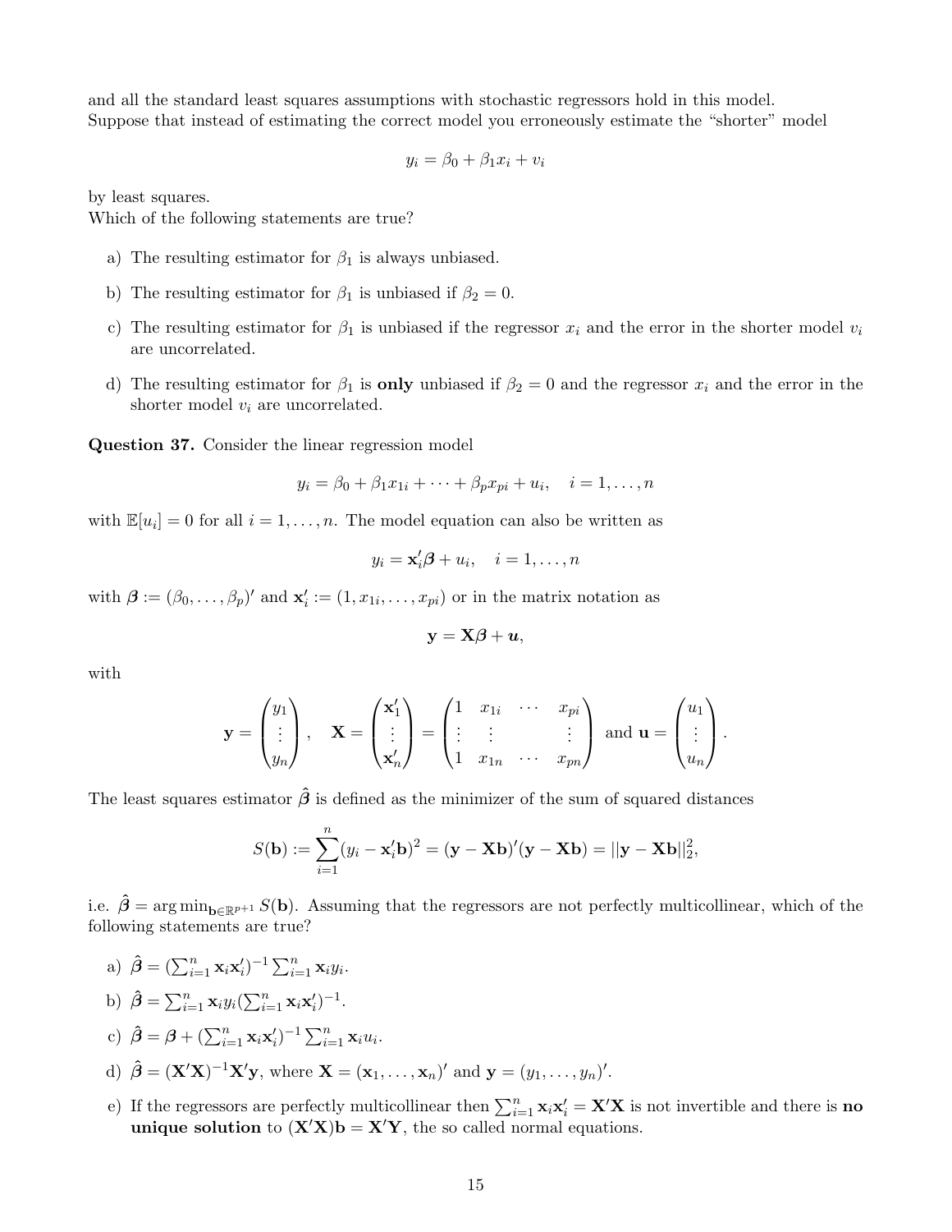and all the standard least squares assumptions with stochastic regressors hold in this model.
Suppose that instead of estimating the correct model you erroneously estimate the "shorter" model

$$y_i = \beta_0 + \beta_1 x_i + v_i$$

by least squares.
Which of the following statements are true?

a) The resulting estimator for $\beta_1$ is always unbiased.

b) The resulting estimator for $\beta_1$ is unbiased if $\beta_2 = 0$.

c) The resulting estimator for $\beta_1$ is unbiased if the regressor $x_i$ and the error in the shorter model $v_i$ are uncorrelated.

d) The resulting estimator for $\beta_1$ is **only** unbiased if $\beta_2 = 0$ and the regressor $x_i$ and the error in the shorter model $v_i$ are uncorrelated.

**Question 37.** Consider the linear regression model

$$y_i = \beta_0 + \beta_1 x_{1i} + \cdots + \beta_p x_{pi} + u_i, \quad i = 1, \ldots, n$$

with $\mathbb{E}[u_i] = 0$ for all $i = 1, \ldots, n$. The model equation can also be written as

$$y_i = \mathbf{x}_i' \boldsymbol{\beta} + u_i, \quad i = 1, \ldots, n$$

with $\boldsymbol{\beta} := (\beta_0, \ldots, \beta_p)'$ and $\mathbf{x}_i' := (1, x_{1i}, \ldots, x_{pi})$ or in the matrix notation as

$$\mathbf{y} = \mathbf{X}\boldsymbol{\beta} + \boldsymbol{u},$$

with

$$\mathbf{y} = \begin{pmatrix} y_1 \\ \vdots \\ y_n \end{pmatrix}, \quad \mathbf{X} = \begin{pmatrix} \mathbf{x}_1' \\ \vdots \\ \mathbf{x}_n' \end{pmatrix} = \begin{pmatrix} 1 & x_{1i} & \cdots & x_{pi} \\ \vdots & \vdots & & \vdots \\ 1 & x_{1n} & \cdots & x_{pn} \end{pmatrix} \text{ and } \mathbf{u} = \begin{pmatrix} u_1 \\ \vdots \\ u_n \end{pmatrix}.$$

The least squares estimator $\hat{\boldsymbol{\beta}}$ is defined as the minimizer of the sum of squared distances

$$S(\mathbf{b}) := \sum_{i=1}^{n} (y_i - \mathbf{x}_i'\mathbf{b})^2 = (\mathbf{y} - \mathbf{X}\mathbf{b})'(\mathbf{y} - \mathbf{X}\mathbf{b}) = ||\mathbf{y} - \mathbf{X}\mathbf{b}||_2^2,$$

i.e. $\hat{\boldsymbol{\beta}} = \arg\min_{\mathbf{b} \in \mathbb{R}^{p+1}} S(\mathbf{b})$. Assuming that the regressors are not perfectly multicollinear, which of the following statements are true?

a) $\hat{\boldsymbol{\beta}} = (\sum_{i=1}^{n} \mathbf{x}_i \mathbf{x}_i')^{-1} \sum_{i=1}^{n} \mathbf{x}_i y_i$.

b) $\hat{\boldsymbol{\beta}} = \sum_{i=1}^{n} \mathbf{x}_i y_i (\sum_{i=1}^{n} \mathbf{x}_i \mathbf{x}_i')^{-1}$.

c) $\hat{\boldsymbol{\beta}} = \boldsymbol{\beta} + (\sum_{i=1}^{n} \mathbf{x}_i \mathbf{x}_i')^{-1} \sum_{i=1}^{n} \mathbf{x}_i u_i$.

d) $\hat{\boldsymbol{\beta}} = (\mathbf{X}'\mathbf{X})^{-1}\mathbf{X}'\mathbf{y}$, where $\mathbf{X} = (\mathbf{x}_1, \ldots, \mathbf{x}_n)'$ and $\mathbf{y} = (y_1, \ldots, y_n)'$.

e) If the regressors are perfectly multicollinear then $\sum_{i=1}^{n} \mathbf{x}_i \mathbf{x}_i' = \mathbf{X}'\mathbf{X}$ is not invertible and there is **no unique solution** to $(\mathbf{X}'\mathbf{X})\mathbf{b} = \mathbf{X}'\mathbf{Y}$, the so called normal equations.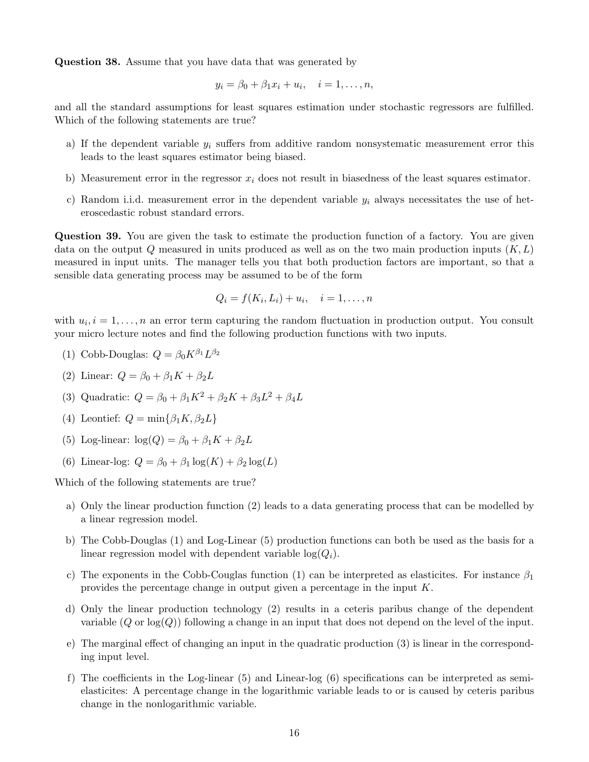**Question 38.** Assume that you have data that was generated by

$$y_i = \beta_0 + \beta_1 x_i + u_i, \quad i = 1, \ldots, n,$$

and all the standard assumptions for least squares estimation under stochastic regressors are fulfilled. Which of the following statements are true?

a) If the dependent variable $y_i$ suffers from additive random nonsystematic measurement error this leads to the least squares estimator being biased.

b) Measurement error in the regressor $x_i$ does not result in biasedness of the least squares estimator.

c) Random i.i.d. measurement error in the dependent variable $y_i$ always necessitates the use of heteroscedastic robust standard errors.

**Question 39.** You are given the task to estimate the production function of a factory. You are given data on the output $Q$ measured in units produced as well as on the two main production inputs $(K, L)$ measured in input units. The manager tells you that both production factors are important, so that a sensible data generating process may be assumed to be of the form

$$Q_i = f(K_i, L_i) + u_i, \quad i = 1, \ldots, n$$

with $u_i, i = 1, \ldots, n$ an error term capturing the random fluctuation in production output. You consult your micro lecture notes and find the following production functions with two inputs.

(1) Cobb-Douglas: $Q = \beta_0 K^{\beta_1} L^{\beta_2}$

(2) Linear: $Q = \beta_0 + \beta_1 K + \beta_2 L$

(3) Quadratic: $Q = \beta_0 + \beta_1 K^2 + \beta_2 K + \beta_3 L^2 + \beta_4 L$

(4) Leontief: $Q = \min\{\beta_1 K, \beta_2 L\}$

(5) Log-linear: $\log(Q) = \beta_0 + \beta_1 K + \beta_2 L$

(6) Linear-log: $Q = \beta_0 + \beta_1 \log(K) + \beta_2 \log(L)$

Which of the following statements are true?

a) Only the linear production function (2) leads to a data generating process that can be modelled by a linear regression model.

b) The Cobb-Douglas (1) and Log-Linear (5) production functions can both be used as the basis for a linear regression model with dependent variable $\log(Q_i)$.

c) The exponents in the Cobb-Couglas function (1) can be interpreted as elasticites. For instance $\beta_1$ provides the percentage change in output given a percentage in the input $K$.

d) Only the linear production technology (2) results in a ceteris paribus change of the dependent variable ($Q$ or $\log(Q)$) following a change in an input that does not depend on the level of the input.

e) The marginal effect of changing an input in the quadratic production (3) is linear in the corresponding input level.

f) The coefficients in the Log-linear (5) and Linear-log (6) specifications can be interpreted as semi-elasticites: A percentage change in the logarithmic variable leads to or is caused by ceteris paribus change in the nonlogarithmic variable.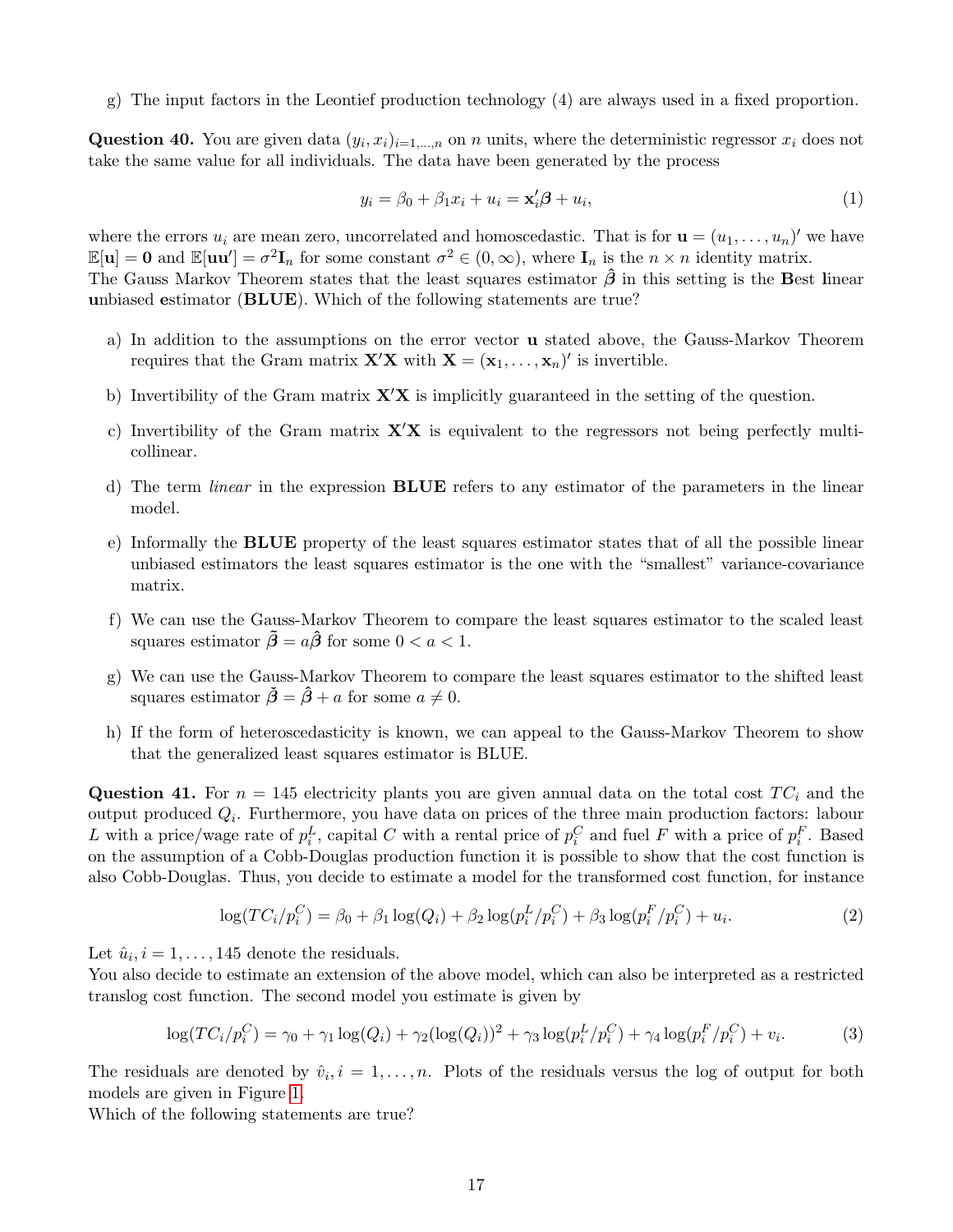g) The input factors in the Leontief production technology (4) are always used in a fixed proportion.

**Question 40.** You are given data $(y_i, x_i)_{i=1,\dots,n}$ on $n$ units, where the deterministic regressor $x_i$ does not take the same value for all individuals. The data have been generated by the process

$$y_i = \beta_0 + \beta_1 x_i + u_i = \mathbf{x}_i' \boldsymbol{\beta} + u_i, \tag{1}$$

where the errors $u_i$ are mean zero, uncorrelated and homoscedastic. That is for $\mathbf{u} = (u_1, \dots, u_n)'$ we have $\mathbb{E}[\mathbf{u}] = \mathbf{0}$ and $\mathbb{E}[\mathbf{u}\mathbf{u}'] = \sigma^2 \mathbf{I}_n$ for some constant $\sigma^2 \in (0, \infty)$, where $\mathbf{I}_n$ is the $n \times n$ identity matrix.
The Gauss Markov Theorem states that the least squares estimator $\hat{\boldsymbol{\beta}}$ in this setting is the **B**est **l**inear **u**nbiased **e**stimator (**BLUE**). Which of the following statements are true?

a) In addition to the assumptions on the error vector $\mathbf{u}$ stated above, the Gauss-Markov Theorem requires that the Gram matrix $\mathbf{X}'\mathbf{X}$ with $\mathbf{X} = (\mathbf{x}_1, \dots, \mathbf{x}_n)'$ is invertible.

b) Invertibility of the Gram matrix $\mathbf{X}'\mathbf{X}$ is implicitly guaranteed in the setting of the question.

c) Invertibility of the Gram matrix $\mathbf{X}'\mathbf{X}$ is equivalent to the regressors not being perfectly multi-collinear.

d) The term *linear* in the expression **BLUE** refers to any estimator of the parameters in the linear model.

e) Informally the **BLUE** property of the least squares estimator states that of all the possible linear unbiased estimators the least squares estimator is the one with the "smallest" variance-covariance matrix.

f) We can use the Gauss-Markov Theorem to compare the least squares estimator to the scaled least squares estimator $\tilde{\boldsymbol{\beta}} = a\hat{\boldsymbol{\beta}}$ for some $0 < a < 1$.

g) We can use the Gauss-Markov Theorem to compare the least squares estimator to the shifted least squares estimator $\breve{\boldsymbol{\beta}} = \hat{\boldsymbol{\beta}} + a$ for some $a \neq 0$.

h) If the form of heteroscedasticity is known, we can appeal to the Gauss-Markov Theorem to show that the generalized least squares estimator is BLUE.

**Question 41.** For $n = 145$ electricity plants you are given annual data on the total cost $TC_i$ and the output produced $Q_i$. Furthermore, you have data on prices of the three main production factors: labour $L$ with a price/wage rate of $p_i^L$, capital $C$ with a rental price of $p_i^C$ and fuel $F$ with a price of $p_i^F$. Based on the assumption of a Cobb-Douglas production function it is possible to show that the cost function is also Cobb-Douglas. Thus, you decide to estimate a model for the transformed cost function, for instance

$$\log(TC_i/p_i^C) = \beta_0 + \beta_1 \log(Q_i) + \beta_2 \log(p_i^L/p_i^C) + \beta_3 \log(p_i^F/p_i^C) + u_i. \tag{2}$$

Let $\hat{u}_i, i = 1, \dots, 145$ denote the residuals.
You also decide to estimate an extension of the above model, which can also be interpreted as a restricted translog cost function. The second model you estimate is given by

$$\log(TC_i/p_i^C) = \gamma_0 + \gamma_1 \log(Q_i) + \gamma_2 (\log(Q_i))^2 + \gamma_3 \log(p_i^L/p_i^C) + \gamma_4 \log(p_i^F/p_i^C) + v_i. \tag{3}$$

The residuals are denoted by $\hat{v}_i, i = 1, \dots, n$. Plots of the residuals versus the log of output for both models are given in Figure 1.
Which of the following statements are true?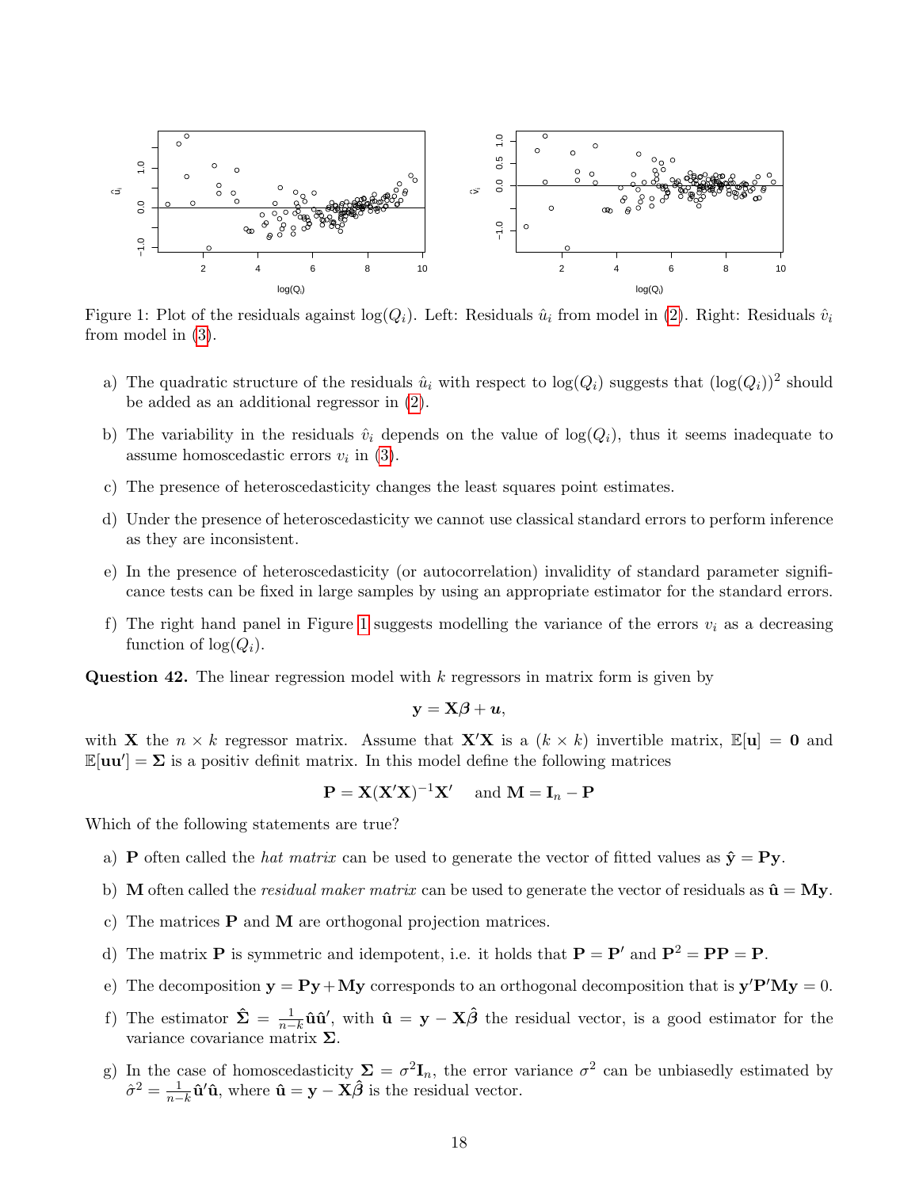Figure 1: Plot of the residuals against $\log(Q_i)$. Left: Residuals $\hat{u}_i$ from model in (2). Right: Residuals $\hat{v}_i$ from model in (3).

a) The quadratic structure of the residuals $\hat{u}_i$ with respect to $\log(Q_i)$ suggests that $(\log(Q_i))^2$ should be added as an additional regressor in (2).

b) The variability in the residuals $\hat{v}_i$ depends on the value of $\log(Q_i)$, thus it seems inadequate to assume homoscedastic errors $v_i$ in (3).

c) The presence of heteroscedasticity changes the least squares point estimates.

d) Under the presence of heteroscedasticity we cannot use classical standard errors to perform inference as they are inconsistent.

e) In the presence of heteroscedasticity (or autocorrelation) invalidity of standard parameter significance tests can be fixed in large samples by using an appropriate estimator for the standard errors.

f) The right hand panel in Figure 1 suggests modelling the variance of the errors $v_i$ as a decreasing function of $\log(Q_i)$.

**Question 42.** The linear regression model with $k$ regressors in matrix form is given by

$$\mathbf{y} = \mathbf{X}\boldsymbol{\beta} + \boldsymbol{u},$$

with $\mathbf{X}$ the $n \times k$ regressor matrix. Assume that $\mathbf{X}'\mathbf{X}$ is a $(k \times k)$ invertible matrix, $\mathbb{E}[\mathbf{u}] = \mathbf{0}$ and $\mathbb{E}[\mathbf{u}\mathbf{u}'] = \boldsymbol{\Sigma}$ is a positiv definit matrix. In this model define the following matrices

$$\mathbf{P} = \mathbf{X}(\mathbf{X}'\mathbf{X})^{-1}\mathbf{X}' \quad \text{and } \mathbf{M} = \mathbf{I}_n - \mathbf{P}$$

Which of the following statements are true?

a) $\mathbf{P}$ often called the *hat matrix* can be used to generate the vector of fitted values as $\hat{\mathbf{y}} = \mathbf{P}\mathbf{y}$.

b) $\mathbf{M}$ often called the *residual maker matrix* can be used to generate the vector of residuals as $\hat{\mathbf{u}} = \mathbf{M}\mathbf{y}$.

c) The matrices $\mathbf{P}$ and $\mathbf{M}$ are orthogonal projection matrices.

d) The matrix $\mathbf{P}$ is symmetric and idempotent, i.e. it holds that $\mathbf{P} = \mathbf{P}'$ and $\mathbf{P}^2 = \mathbf{P}\mathbf{P} = \mathbf{P}$.

e) The decomposition $\mathbf{y} = \mathbf{P}\mathbf{y} + \mathbf{M}\mathbf{y}$ corresponds to an orthogonal decomposition that is $\mathbf{y}'\mathbf{P}'\mathbf{M}\mathbf{y} = 0$.

f) The estimator $\hat{\boldsymbol{\Sigma}} = \frac{1}{n-k}\hat{\mathbf{u}}\hat{\mathbf{u}}'$, with $\hat{\mathbf{u}} = \mathbf{y} - \mathbf{X}\hat{\boldsymbol{\beta}}$ the residual vector, is a good estimator for the variance covariance matrix $\boldsymbol{\Sigma}$.

g) In the case of homoscedasticity $\boldsymbol{\Sigma} = \sigma^2\mathbf{I}_n$, the error variance $\sigma^2$ can be unbiasedly estimated by $\hat{\sigma}^2 = \frac{1}{n-k}\hat{\mathbf{u}}'\hat{\mathbf{u}}$, where $\hat{\mathbf{u}} = \mathbf{y} - \mathbf{X}\hat{\boldsymbol{\beta}}$ is the residual vector.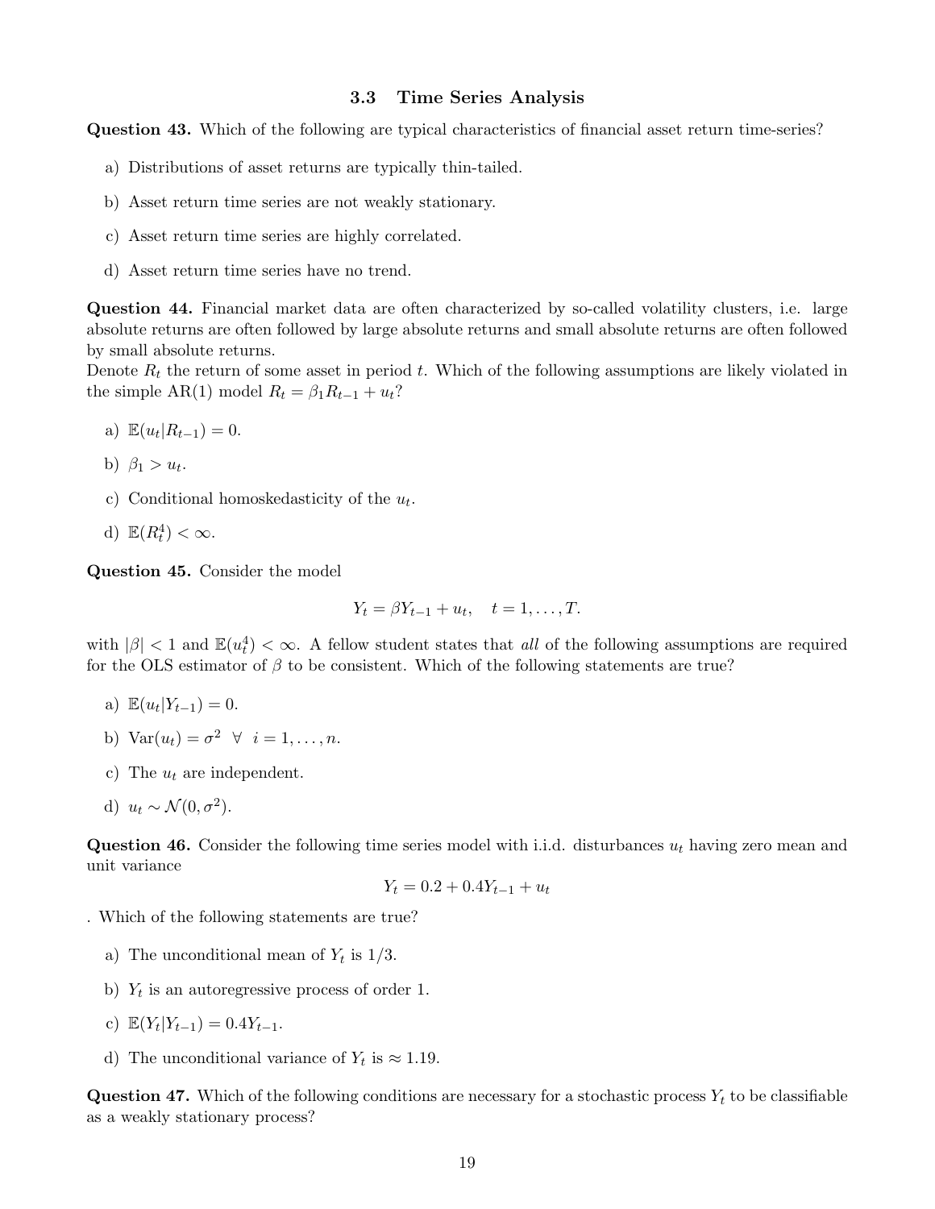### 3.3 Time Series Analysis

**Question 43.** Which of the following are typical characteristics of financial asset return time-series?

a) Distributions of asset returns are typically thin-tailed.

b) Asset return time series are not weakly stationary.

c) Asset return time series are highly correlated.

d) Asset return time series have no trend.

**Question 44.** Financial market data are often characterized by so-called volatility clusters, i.e. large absolute returns are often followed by large absolute returns and small absolute returns are often followed by small absolute returns.
Denote $R_t$ the return of some asset in period $t$. Which of the following assumptions are likely violated in the simple AR(1) model $R_t = \beta_1 R_{t-1} + u_t$?

a) $\mathbb{E}(u_t|R_{t-1}) = 0$.

b) $\beta_1 > u_t$.

c) Conditional homoskedasticity of the $u_t$.

d) $\mathbb{E}(R_t^4) < \infty$.

**Question 45.** Consider the model

$$Y_t = \beta Y_{t-1} + u_t, \quad t = 1, \ldots, T.$$

with $|\beta| < 1$ and $\mathbb{E}(u_t^4) < \infty$. A fellow student states that *all* of the following assumptions are required for the OLS estimator of $\beta$ to be consistent. Which of the following statements are true?

a) $\mathbb{E}(u_t|Y_{t-1}) = 0$.

b) $\text{Var}(u_t) = \sigma^2 \;\; \forall \;\; i = 1, \ldots, n$.

c) The $u_t$ are independent.

d) $u_t \sim \mathcal{N}(0, \sigma^2)$.

**Question 46.** Consider the following time series model with i.i.d. disturbances $u_t$ having zero mean and unit variance

$$Y_t = 0.2 + 0.4Y_{t-1} + u_t$$

. Which of the following statements are true?

a) The unconditional mean of $Y_t$ is 1/3.

b) $Y_t$ is an autoregressive process of order 1.

c) $\mathbb{E}(Y_t|Y_{t-1}) = 0.4Y_{t-1}$.

d) The unconditional variance of $Y_t$ is $\approx 1.19$.

**Question 47.** Which of the following conditions are necessary for a stochastic process $Y_t$ to be classifiable as a weakly stationary process?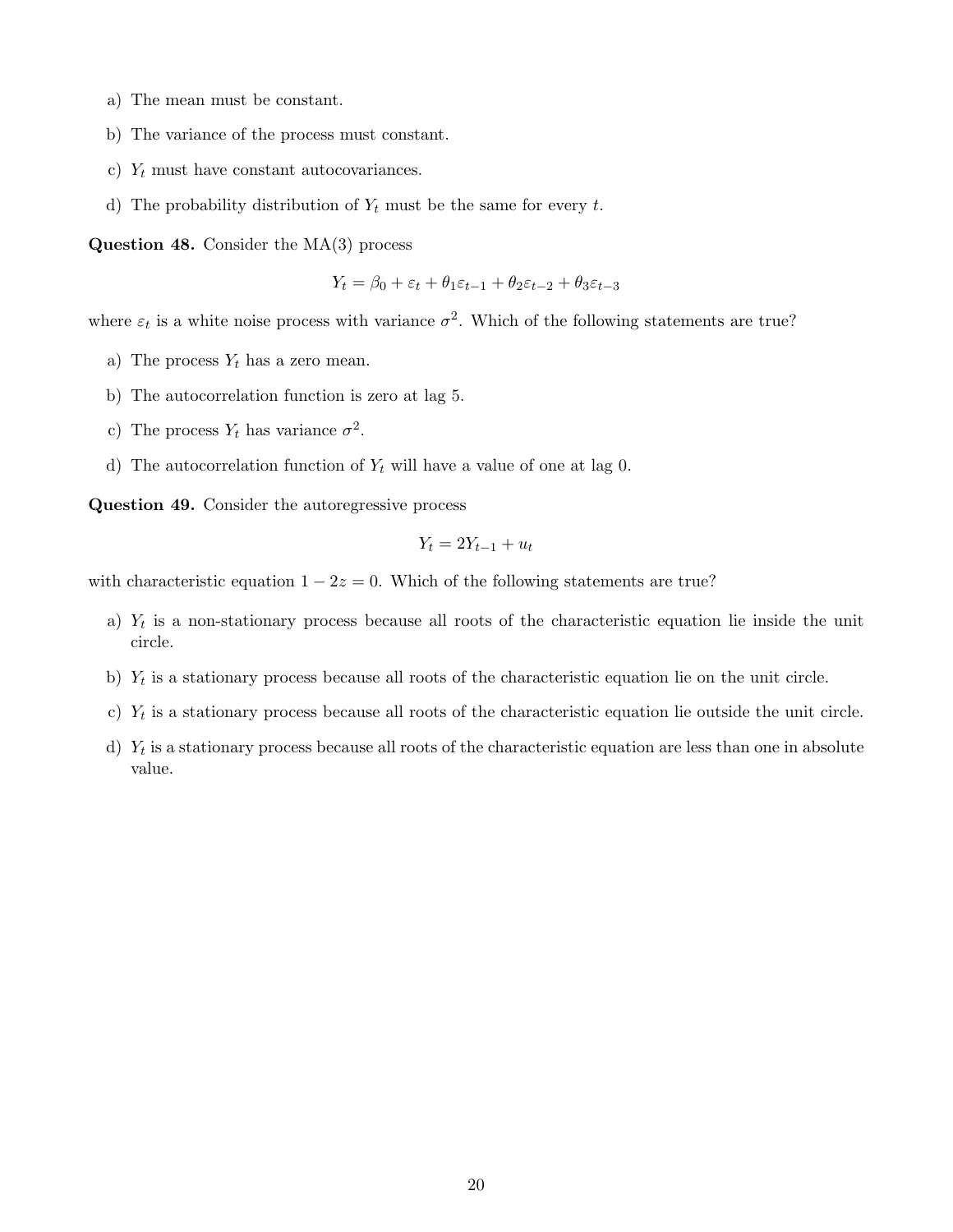a) The mean must be constant.

b) The variance of the process must constant.

c) $Y_t$ must have constant autocovariances.

d) The probability distribution of $Y_t$ must be the same for every $t$.

**Question 48.** Consider the MA(3) process

$$Y_t = \beta_0 + \varepsilon_t + \theta_1 \varepsilon_{t-1} + \theta_2 \varepsilon_{t-2} + \theta_3 \varepsilon_{t-3}$$

where $\varepsilon_t$ is a white noise process with variance $\sigma^2$. Which of the following statements are true?

a) The process $Y_t$ has a zero mean.

b) The autocorrelation function is zero at lag 5.

c) The process $Y_t$ has variance $\sigma^2$.

d) The autocorrelation function of $Y_t$ will have a value of one at lag 0.

**Question 49.** Consider the autoregressive process

$$Y_t = 2Y_{t-1} + u_t$$

with characteristic equation $1 - 2z = 0$. Which of the following statements are true?

a) $Y_t$ is a non-stationary process because all roots of the characteristic equation lie inside the unit circle.

b) $Y_t$ is a stationary process because all roots of the characteristic equation lie on the unit circle.

c) $Y_t$ is a stationary process because all roots of the characteristic equation lie outside the unit circle.

d) $Y_t$ is a stationary process because all roots of the characteristic equation are less than one in absolute value.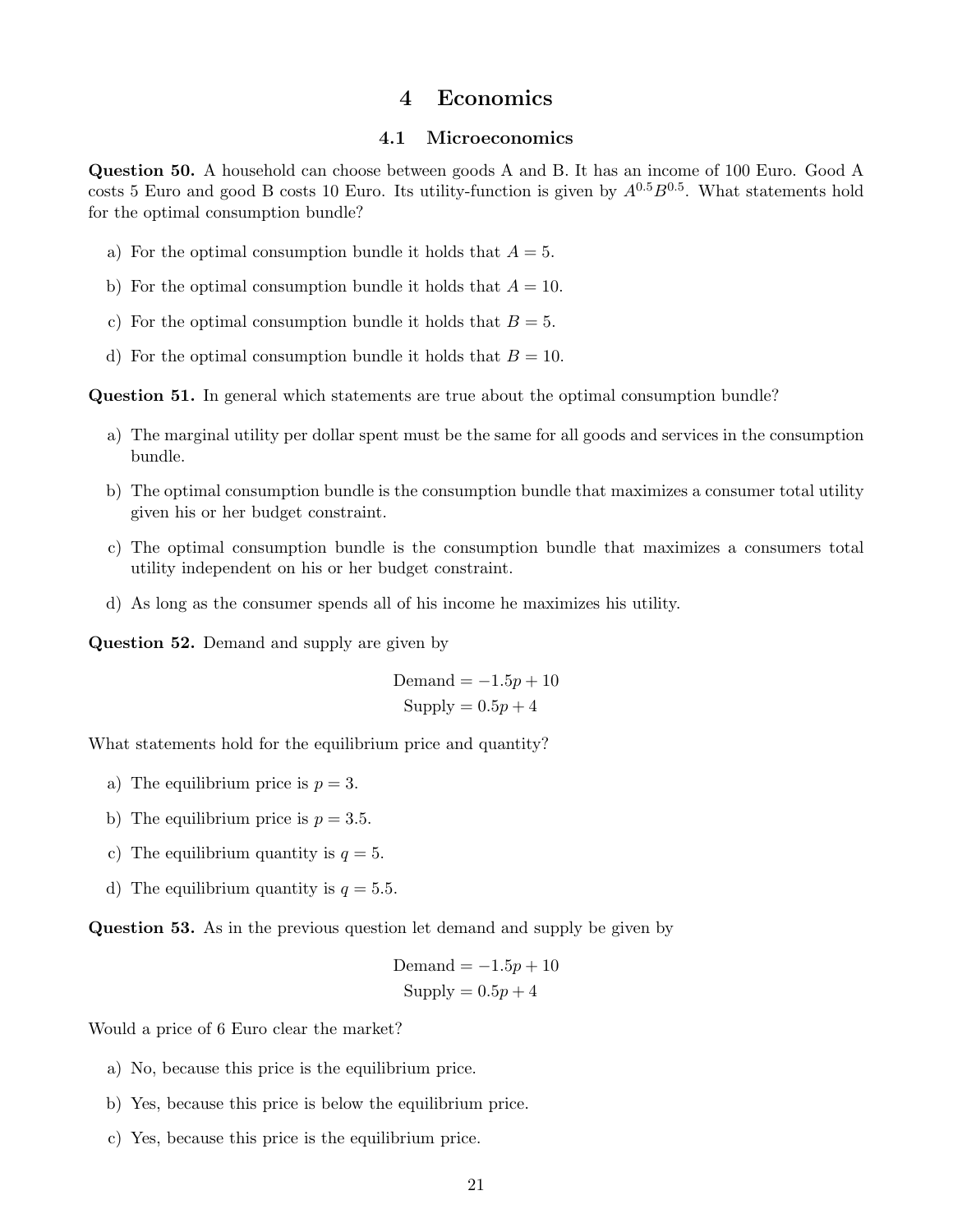# 4 Economics

## 4.1 Microeconomics

**Question 50.** A household can choose between goods A and B. It has an income of 100 Euro. Good A costs 5 Euro and good B costs 10 Euro. Its utility-function is given by $A^{0.5}B^{0.5}$. What statements hold for the optimal consumption bundle?

a) For the optimal consumption bundle it holds that $A = 5$.

b) For the optimal consumption bundle it holds that $A = 10$.

c) For the optimal consumption bundle it holds that $B = 5$.

d) For the optimal consumption bundle it holds that $B = 10$.

**Question 51.** In general which statements are true about the optimal consumption bundle?

a) The marginal utility per dollar spent must be the same for all goods and services in the consumption bundle.

b) The optimal consumption bundle is the consumption bundle that maximizes a consumer total utility given his or her budget constraint.

c) The optimal consumption bundle is the consumption bundle that maximizes a consumers total utility independent on his or her budget constraint.

d) As long as the consumer spends all of his income he maximizes his utility.

**Question 52.** Demand and supply are given by

$$\text{Demand} = -1.5p + 10$$
$$\text{Supply} = 0.5p + 4$$

What statements hold for the equilibrium price and quantity?

a) The equilibrium price is $p = 3$.

b) The equilibrium price is $p = 3.5$.

c) The equilibrium quantity is $q = 5$.

d) The equilibrium quantity is $q = 5.5$.

**Question 53.** As in the previous question let demand and supply be given by

$$\text{Demand} = -1.5p + 10$$
$$\text{Supply} = 0.5p + 4$$

Would a price of 6 Euro clear the market?

a) No, because this price is the equilibrium price.

b) Yes, because this price is below the equilibrium price.

c) Yes, because this price is the equilibrium price.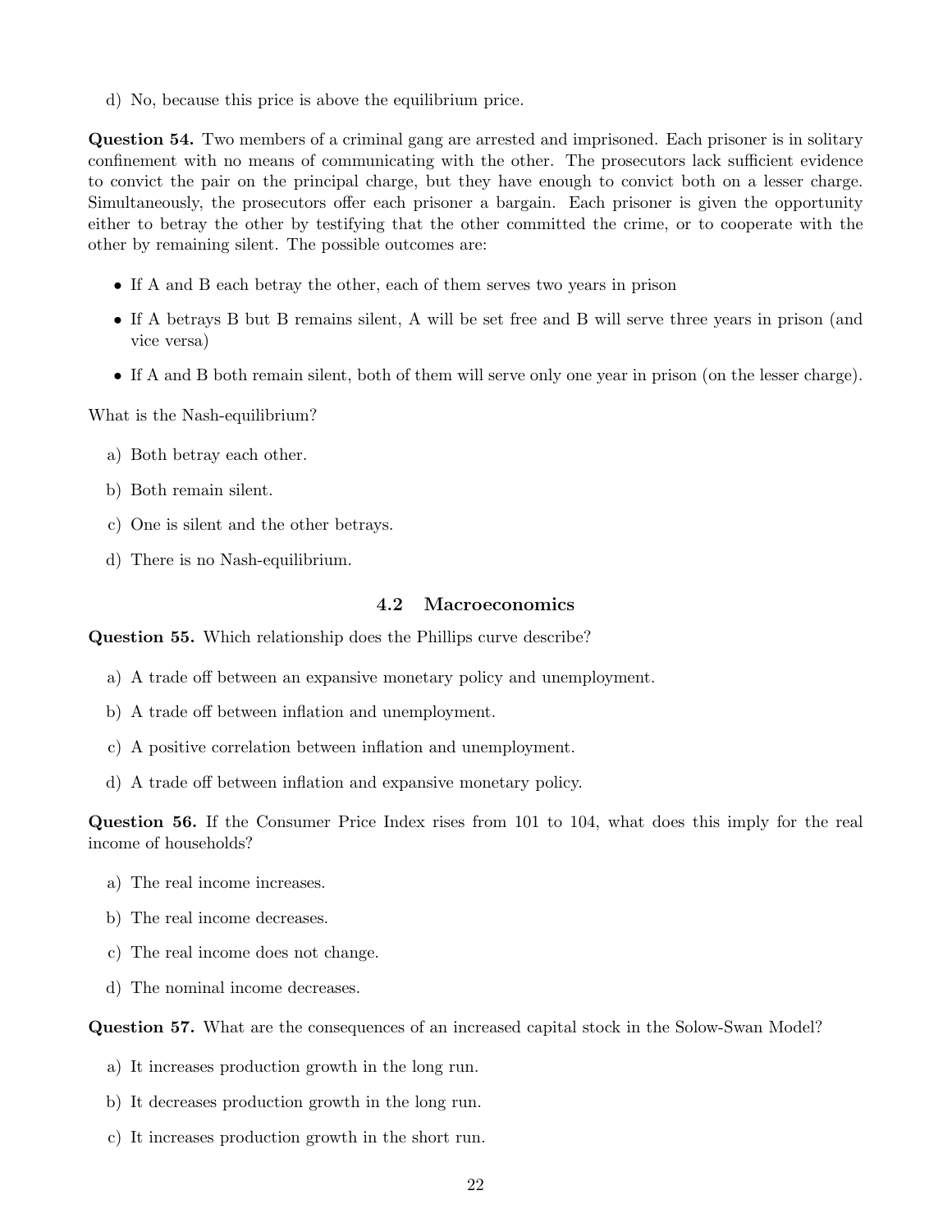d) No, because this price is above the equilibrium price.

**Question 54.** Two members of a criminal gang are arrested and imprisoned. Each prisoner is in solitary confinement with no means of communicating with the other. The prosecutors lack sufficient evidence to convict the pair on the principal charge, but they have enough to convict both on a lesser charge. Simultaneously, the prosecutors offer each prisoner a bargain. Each prisoner is given the opportunity either to betray the other by testifying that the other committed the crime, or to cooperate with the other by remaining silent. The possible outcomes are:

- If A and B each betray the other, each of them serves two years in prison
- If A betrays B but B remains silent, A will be set free and B will serve three years in prison (and vice versa)
- If A and B both remain silent, both of them will serve only one year in prison (on the lesser charge).

What is the Nash-equilibrium?

a) Both betray each other.

b) Both remain silent.

c) One is silent and the other betrays.

d) There is no Nash-equilibrium.

## 4.2 Macroeconomics

**Question 55.** Which relationship does the Phillips curve describe?

a) A trade off between an expansive monetary policy and unemployment.

b) A trade off between inflation and unemployment.

c) A positive correlation between inflation and unemployment.

d) A trade off between inflation and expansive monetary policy.

**Question 56.** If the Consumer Price Index rises from 101 to 104, what does this imply for the real income of households?

a) The real income increases.

b) The real income decreases.

c) The real income does not change.

d) The nominal income decreases.

**Question 57.** What are the consequences of an increased capital stock in the Solow-Swan Model?

a) It increases production growth in the long run.

b) It decreases production growth in the long run.

c) It increases production growth in the short run.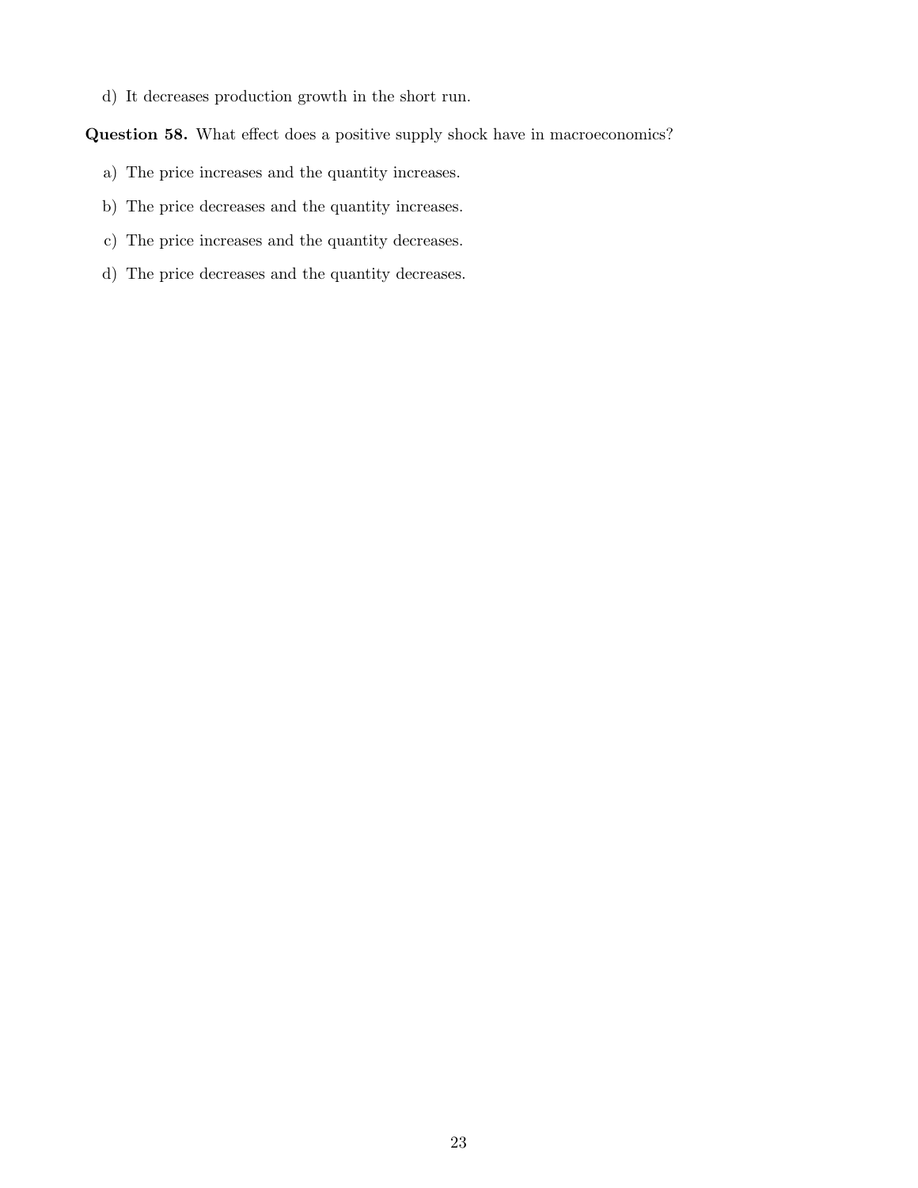d) It decreases production growth in the short run.

**Question 58.** What effect does a positive supply shock have in macroeconomics?

a) The price increases and the quantity increases.

b) The price decreases and the quantity increases.

c) The price increases and the quantity decreases.

d) The price decreases and the quantity decreases.